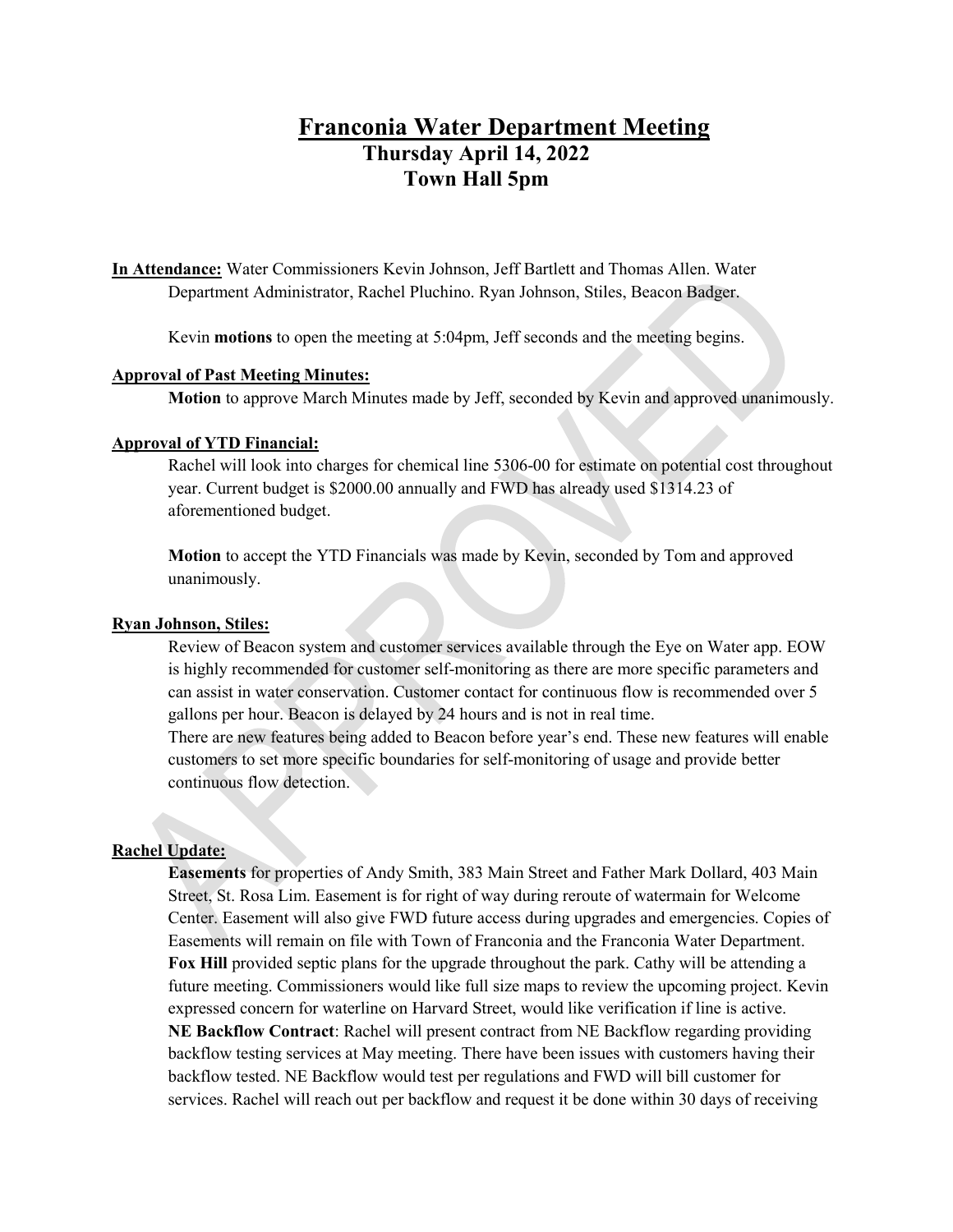# Franconia Water Department Meeting

## Thursday April 14, 2022
## Town Hall 5pm

**In Attendance:** Water Commissioners Kevin Johnson, Jeff Bartlett and Thomas Allen. Water Department Administrator, Rachel Pluchino. Ryan Johnson, Stiles, Beacon Badger.

Kevin **motions** to open the meeting at 5:04pm, Jeff seconds and the meeting begins.

**Approval of Past Meeting Minutes:**

**Motion** to approve March Minutes made by Jeff, seconded by Kevin and approved unanimously.

**Approval of YTD Financial:**

Rachel will look into charges for chemical line 5306-00 for estimate on potential cost throughout year. Current budget is $2000.00 annually and FWD has already used $1314.23 of aforementioned budget.

**Motion** to accept the YTD Financials was made by Kevin, seconded by Tom and approved unanimously.

**Ryan Johnson, Stiles:**

Review of Beacon system and customer services available through the Eye on Water app. EOW is highly recommended for customer self-monitoring as there are more specific parameters and can assist in water conservation. Customer contact for continuous flow is recommended over 5 gallons per hour. Beacon is delayed by 24 hours and is not in real time.
There are new features being added to Beacon before year's end. These new features will enable customers to set more specific boundaries for self-monitoring of usage and provide better continuous flow detection.

**Rachel Update:**

**Easements** for properties of Andy Smith, 383 Main Street and Father Mark Dollard, 403 Main Street, St. Rosa Lim. Easement is for right of way during reroute of watermain for Welcome Center. Easement will also give FWD future access during upgrades and emergencies. Copies of Easements will remain on file with Town of Franconia and the Franconia Water Department.
**Fox Hill** provided septic plans for the upgrade throughout the park. Cathy will be attending a future meeting. Commissioners would like full size maps to review the upcoming project. Kevin expressed concern for waterline on Harvard Street, would like verification if line is active.
**NE Backflow Contract**: Rachel will present contract from NE Backflow regarding providing backflow testing services at May meeting. There have been issues with customers having their backflow tested. NE Backflow would test per regulations and FWD will bill customer for services. Rachel will reach out per backflow and request it be done within 30 days of receiving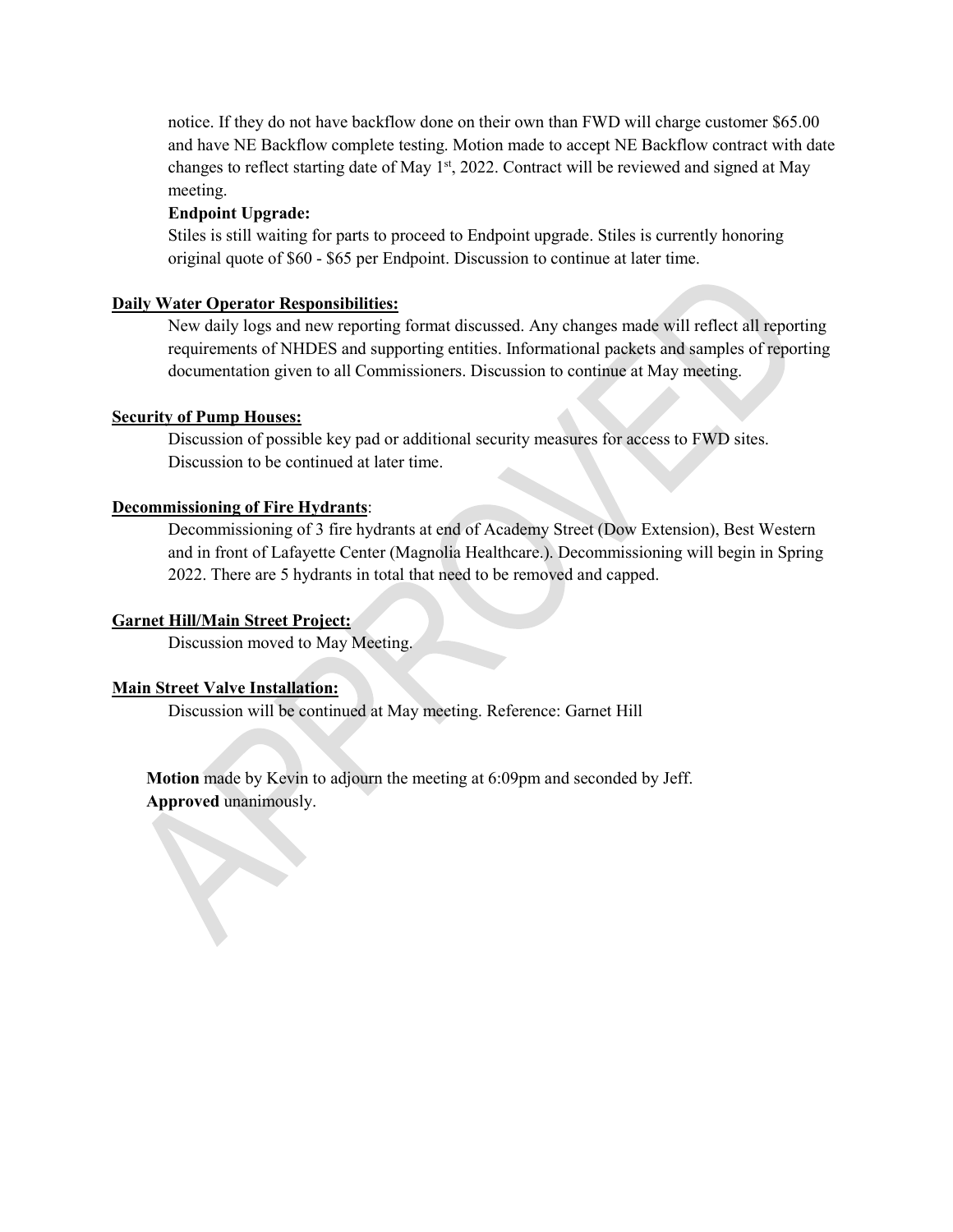notice. If they do not have backflow done on their own than FWD will charge customer $65.00 and have NE Backflow complete testing. Motion made to accept NE Backflow contract with date changes to reflect starting date of May 1st, 2022. Contract will be reviewed and signed at May meeting.

**Endpoint Upgrade:**

Stiles is still waiting for parts to proceed to Endpoint upgrade. Stiles is currently honoring original quote of $60 - $65 per Endpoint. Discussion to continue at later time.

**Daily Water Operator Responsibilities:**

New daily logs and new reporting format discussed. Any changes made will reflect all reporting requirements of NHDES and supporting entities. Informational packets and samples of reporting documentation given to all Commissioners. Discussion to continue at May meeting.

**Security of Pump Houses:**

Discussion of possible key pad or additional security measures for access to FWD sites. Discussion to be continued at later time.

**Decommissioning of Fire Hydrants:**

Decommissioning of 3 fire hydrants at end of Academy Street (Dow Extension), Best Western and in front of Lafayette Center (Magnolia Healthcare.). Decommissioning will begin in Spring 2022. There are 5 hydrants in total that need to be removed and capped.

**Garnet Hill/Main Street Project:**

Discussion moved to May Meeting.

**Main Street Valve Installation:**

Discussion will be continued at May meeting. Reference: Garnet Hill

**Motion** made by Kevin to adjourn the meeting at 6:09pm and seconded by Jeff.
**Approved** unanimously.